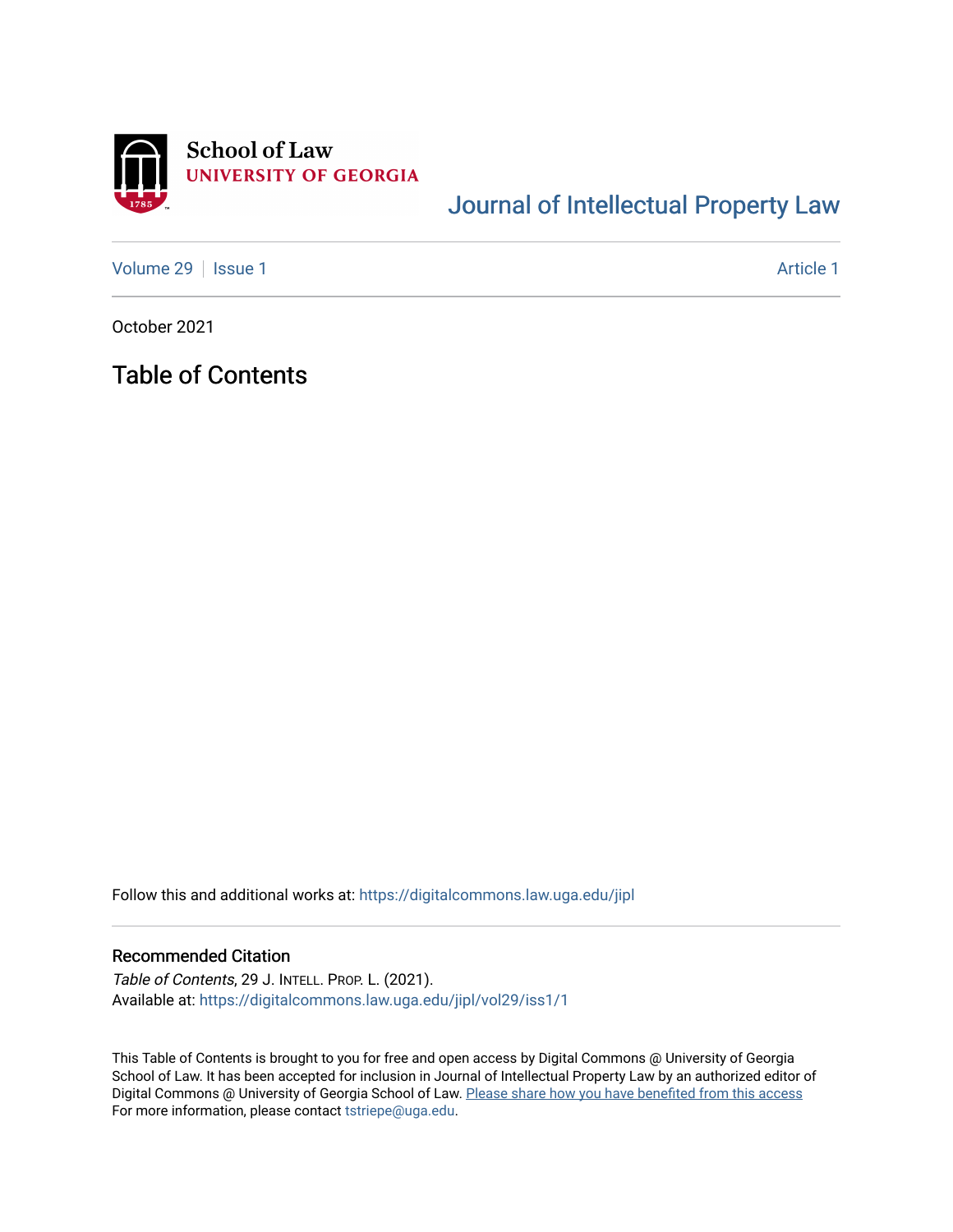School of Law
UNIVERSITY OF GEORGIA

Journal of Intellectual Property Law

Volume 29 | Issue 1 Article 1

October 2021

# Table of Contents

Follow this and additional works at: https://digitalcommons.law.uga.edu/jipl

## Recommended Citation

*Table of Contents*, 29 J. INTELL. PROP. L. (2021).
Available at: https://digitalcommons.law.uga.edu/jipl/vol29/iss1/1

This Table of Contents is brought to you for free and open access by Digital Commons @ University of Georgia School of Law. It has been accepted for inclusion in Journal of Intellectual Property Law by an authorized editor of Digital Commons @ University of Georgia School of Law. Please share how you have benefited from this access For more information, please contact tstriepe@uga.edu.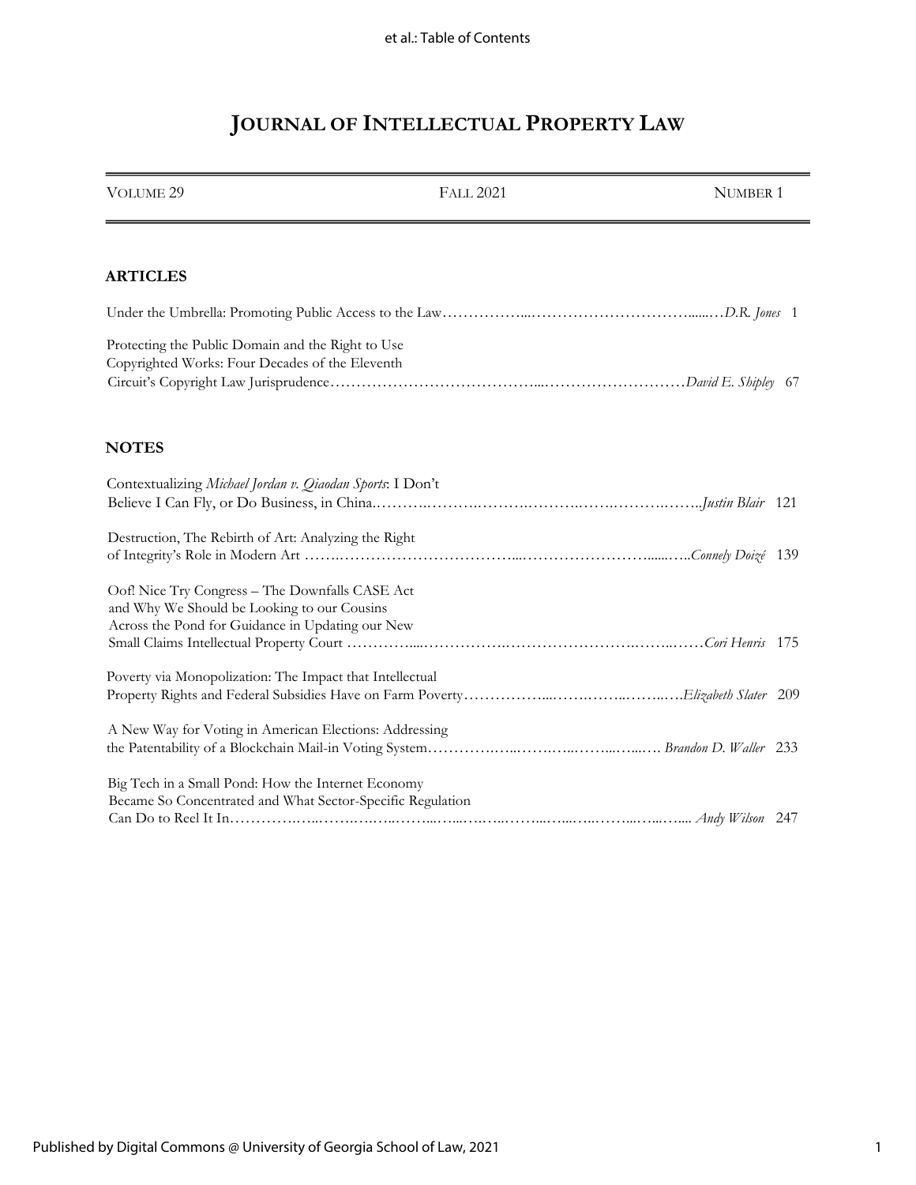# JOURNAL OF INTELLECTUAL PROPERTY LAW

VOLUME 29 | FALL 2021 | NUMBER 1

## ARTICLES

Under the Umbrella: Promoting Public Access to the Law …… *D.R. Jones* 1

Protecting the Public Domain and the Right to Use Copyrighted Works: Four Decades of the Eleventh Circuit's Copyright Law Jurisprudence …… *David E. Shipley* 67

## NOTES

Contextualizing *Michael Jordan v. Qiaodan Sports*: I Don't Believe I Can Fly, or Do Business, in China. …… *Justin Blair* 121

Destruction, The Rebirth of Art: Analyzing the Right of Integrity's Role in Modern Art …… *Connely Doizé* 139

Oof! Nice Try Congress – The Downfalls CASE Act and Why We Should be Looking to our Cousins Across the Pond for Guidance in Updating our New Small Claims Intellectual Property Court …… *Cori Henris* 175

Poverty via Monopolization: The Impact that Intellectual Property Rights and Federal Subsidies Have on Farm Poverty …… *Elizabeth Slater* 209

A New Way for Voting in American Elections: Addressing the Patentability of a Blockchain Mail-in Voting System …… *Brandon D. Waller* 233

Big Tech in a Small Pond: How the Internet Economy Became So Concentrated and What Sector-Specific Regulation Can Do to Reel It In …… *Andy Wilson* 247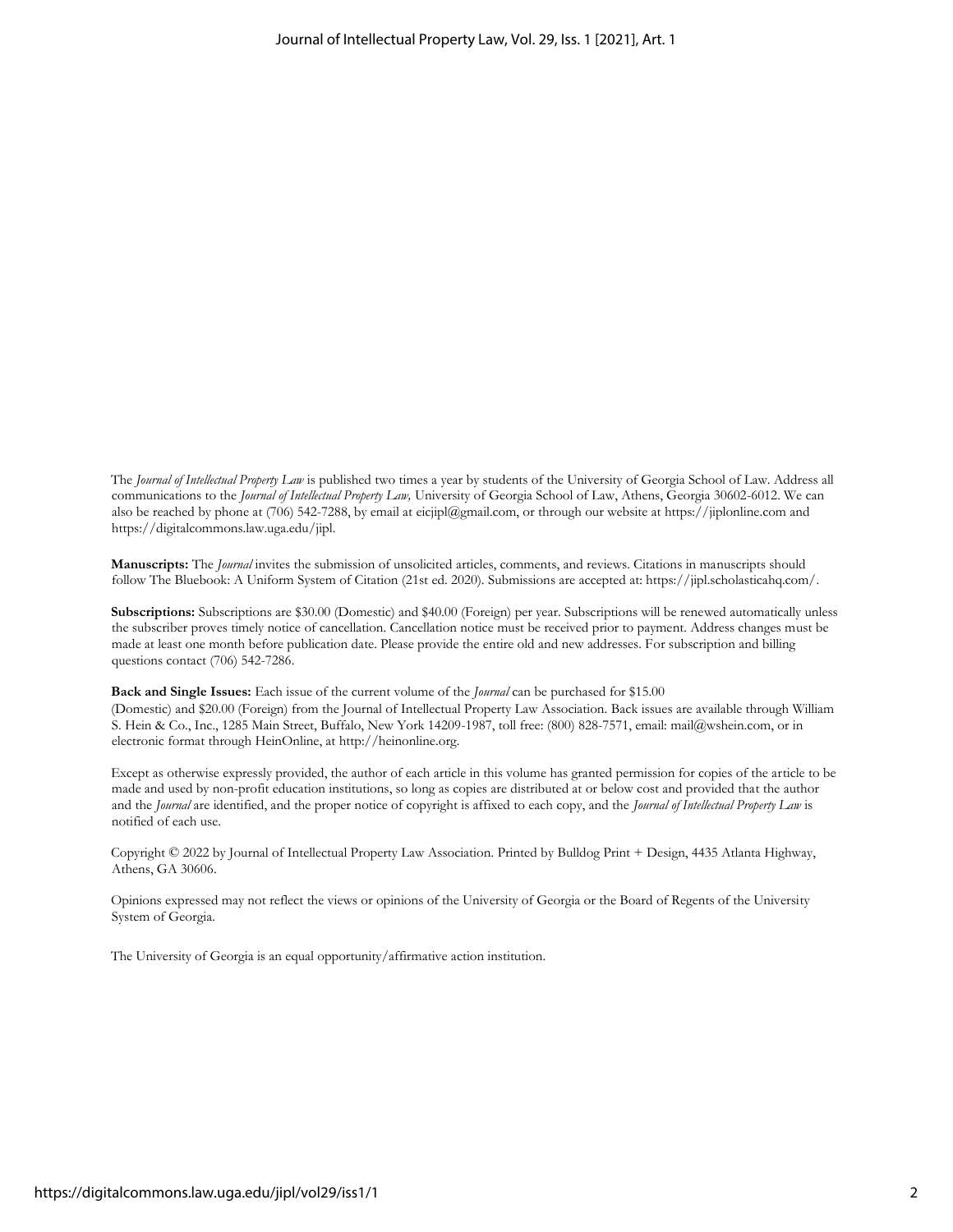The *Journal of Intellectual Property Law* is published two times a year by students of the University of Georgia School of Law. Address all communications to the *Journal of Intellectual Property Law,* University of Georgia School of Law, Athens, Georgia 30602-6012. We can also be reached by phone at (706) 542-7288, by email at eicjipl@gmail.com, or through our website at https://jiplonline.com and https://digitalcommons.law.uga.edu/jipl.

**Manuscripts:** The *Journal* invites the submission of unsolicited articles, comments, and reviews. Citations in manuscripts should follow The Bluebook: A Uniform System of Citation (21st ed. 2020). Submissions are accepted at: https://jipl.scholasticahq.com/.

**Subscriptions:** Subscriptions are $30.00 (Domestic) and $40.00 (Foreign) per year. Subscriptions will be renewed automatically unless the subscriber proves timely notice of cancellation. Cancellation notice must be received prior to payment. Address changes must be made at least one month before publication date. Please provide the entire old and new addresses. For subscription and billing questions contact (706) 542-7286.

**Back and Single Issues:** Each issue of the current volume of the *Journal* can be purchased for $15.00 (Domestic) and $20.00 (Foreign) from the Journal of Intellectual Property Law Association. Back issues are available through William S. Hein & Co., Inc., 1285 Main Street, Buffalo, New York 14209-1987, toll free: (800) 828-7571, email: mail@wshein.com, or in electronic format through HeinOnline, at http://heinonline.org.

Except as otherwise expressly provided, the author of each article in this volume has granted permission for copies of the article to be made and used by non-profit education institutions, so long as copies are distributed at or below cost and provided that the author and the *Journal* are identified, and the proper notice of copyright is affixed to each copy, and the *Journal of Intellectual Property Law* is notified of each use.

Copyright © 2022 by Journal of Intellectual Property Law Association. Printed by Bulldog Print + Design, 4435 Atlanta Highway, Athens, GA 30606.

Opinions expressed may not reflect the views or opinions of the University of Georgia or the Board of Regents of the University System of Georgia.

The University of Georgia is an equal opportunity/affirmative action institution.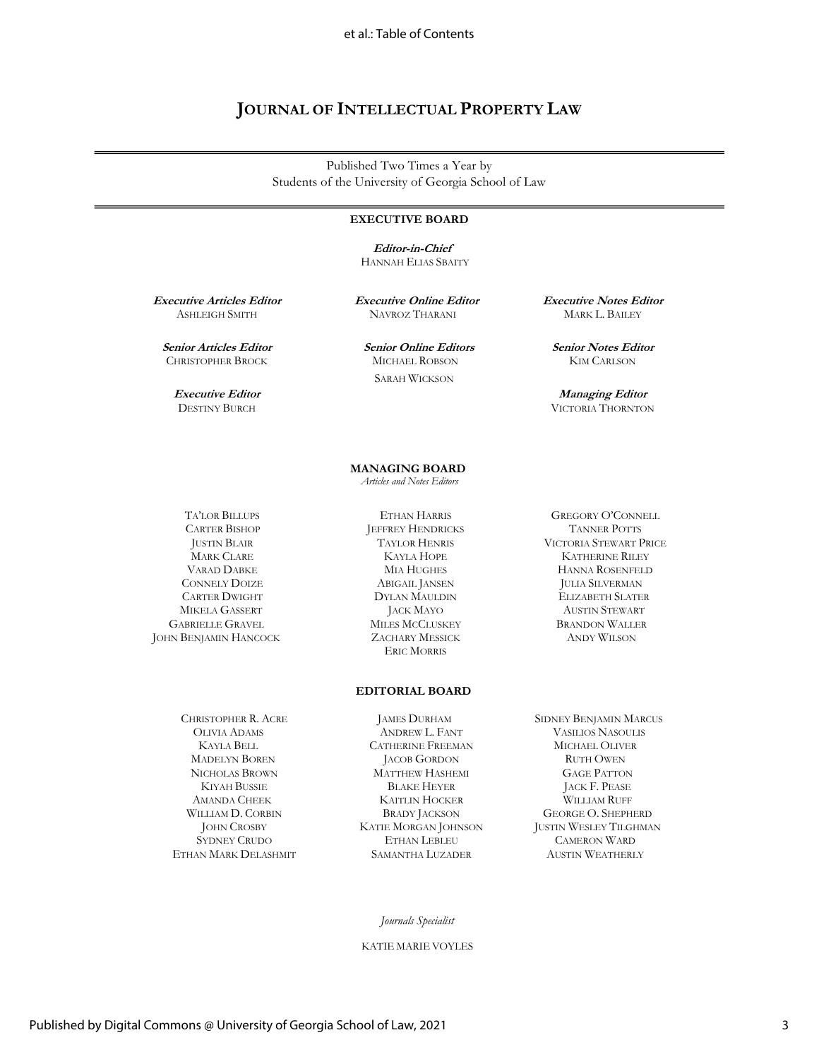# JOURNAL OF INTELLECTUAL PROPERTY LAW

Published Two Times a Year by
Students of the University of Georgia School of Law

## EXECUTIVE BOARD

***Editor-in-Chief***
HANNAH ELIAS SBAITY

***Executive Articles Editor***
ASHLEIGH SMITH

***Executive Online Editor***
NAVROZ THARANI

***Executive Notes Editor***
MARK L. BAILEY

***Senior Articles Editor***
CHRISTOPHER BROCK

***Senior Online Editors***
MICHAEL ROBSON
SARAH WICKSON

***Senior Notes Editor***
KIM CARLSON

***Executive Editor***
DESTINY BURCH

***Managing Editor***
VICTORIA THORNTON

## MANAGING BOARD

*Articles and Notes Editors*

TA'LOR BILLUPS
CARTER BISHOP
JUSTIN BLAIR
MARK CLARE
VARAD DABKE
CONNELY DOIZE
CARTER DWIGHT
MIKELA GASSERT
GABRIELLE GRAVEL
JOHN BENJAMIN HANCOCK
ETHAN HARRIS
JEFFREY HENDRICKS
TAYLOR HENRIS
KAYLA HOPE
MIA HUGHES
ABIGAIL JANSEN
DYLAN MAULDIN
JACK MAYO
MILES MCCLUSKEY
ZACHARY MESSICK
ERIC MORRIS
GREGORY O'CONNELL
TANNER POTTS
VICTORIA STEWART PRICE
KATHERINE RILEY
HANNA ROSENFELD
JULIA SILVERMAN
ELIZABETH SLATER
AUSTIN STEWART
BRANDON WALLER
ANDY WILSON

## EDITORIAL BOARD

CHRISTOPHER R. ACRE
OLIVIA ADAMS
KAYLA BELL
MADELYN BOREN
NICHOLAS BROWN
KIYAH BUSSIE
AMANDA CHEEK
WILLIAM D. CORBIN
JOHN CROSBY
SYDNEY CRUDO
ETHAN MARK DELASHMIT
JAMES DURHAM
ANDREW L. FANT
CATHERINE FREEMAN
JACOB GORDON
MATTHEW HASHEMI
BLAKE HEYER
KAITLIN HOCKER
BRADY JACKSON
KATIE MORGAN JOHNSON
ETHAN LEBLEU
SAMANTHA LUZADER
SIDNEY BENJAMIN MARCUS
VASILIOS NASOULIS
MICHAEL OLIVER
RUTH OWEN
GAGE PATTON
JACK F. PEASE
WILLIAM RUFF
GEORGE O. SHEPHERD
JUSTIN WESLEY TILGHMAN
CAMERON WARD
AUSTIN WEATHERLY

*Journals Specialist*

KATIE MARIE VOYLES